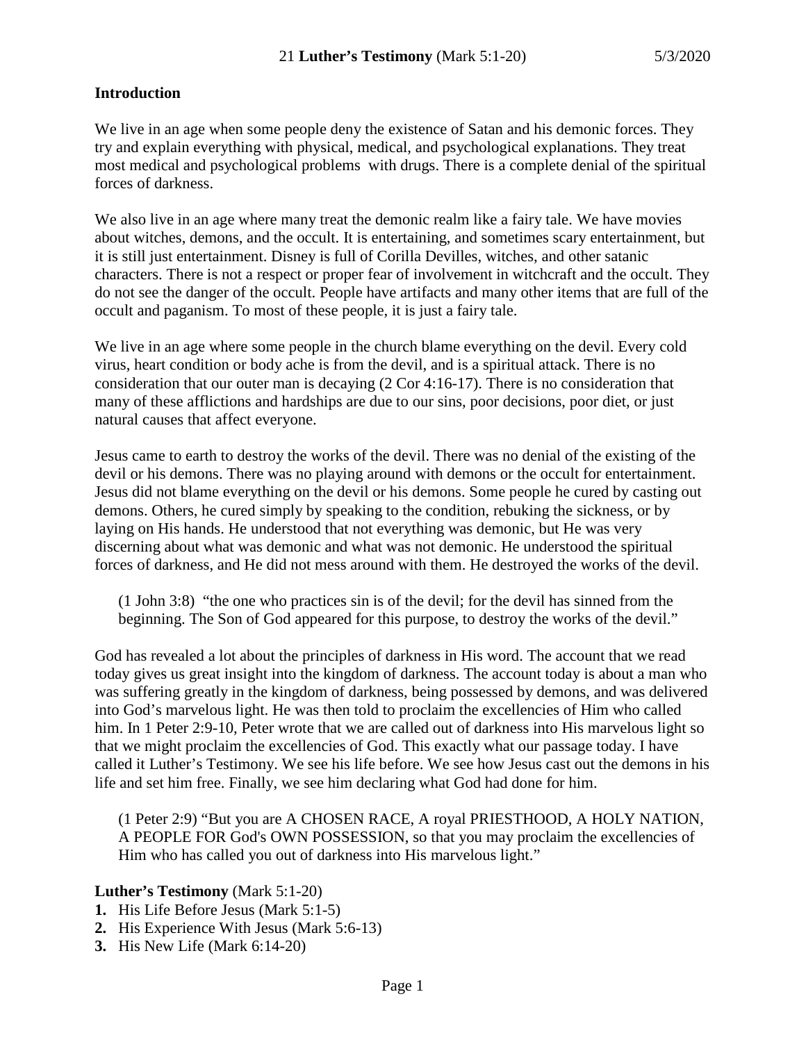# 21 **Luther's Testimony** (Mark 5:1-20) 5/3/2020

## Introduction

We live in an age when some people deny the existence of Satan and his demonic forces. They try and explain everything with physical, medical, and psychological explanations. They treat most medical and psychological problems with drugs. There is a complete denial of the spiritual forces of darkness.

We also live in an age where many treat the demonic realm like a fairy tale. We have movies about witches, demons, and the occult. It is entertaining, and sometimes scary entertainment, but it is still just entertainment. Disney is full of Corilla Devilles, witches, and other satanic characters. There is not a respect or proper fear of involvement in witchcraft and the occult. They do not see the danger of the occult. People have artifacts and many other items that are full of the occult and paganism. To most of these people, it is just a fairy tale.

We live in an age where some people in the church blame everything on the devil. Every cold virus, heart condition or body ache is from the devil, and is a spiritual attack. There is no consideration that our outer man is decaying (2 Cor 4:16-17). There is no consideration that many of these afflictions and hardships are due to our sins, poor decisions, poor diet, or just natural causes that affect everyone.

Jesus came to earth to destroy the works of the devil. There was no denial of the existing of the devil or his demons. There was no playing around with demons or the occult for entertainment. Jesus did not blame everything on the devil or his demons. Some people he cured by casting out demons. Others, he cured simply by speaking to the condition, rebuking the sickness, or by laying on His hands. He understood that not everything was demonic, but He was very discerning about what was demonic and what was not demonic. He understood the spiritual forces of darkness, and He did not mess around with them. He destroyed the works of the devil.

> (1 John 3:8) "the one who practices sin is of the devil; for the devil has sinned from the beginning. The Son of God appeared for this purpose, to destroy the works of the devil."

God has revealed a lot about the principles of darkness in His word. The account that we read today gives us great insight into the kingdom of darkness. The account today is about a man who was suffering greatly in the kingdom of darkness, being possessed by demons, and was delivered into God's marvelous light. He was then told to proclaim the excellencies of Him who called him. In 1 Peter 2:9-10, Peter wrote that we are called out of darkness into His marvelous light so that we might proclaim the excellencies of God. This exactly what our passage today. I have called it Luther's Testimony. We see his life before. We see how Jesus cast out the demons in his life and set him free. Finally, we see him declaring what God had done for him.

> (1 Peter 2:9) "But you are A CHOSEN RACE, A royal PRIESTHOOD, A HOLY NATION, A PEOPLE FOR God's OWN POSSESSION, so that you may proclaim the excellencies of Him who has called you out of darkness into His marvelous light."

**Luther's Testimony** (Mark 5:1-20)

1. His Life Before Jesus (Mark 5:1-5)
2. His Experience With Jesus (Mark 5:6-13)
3. His New Life (Mark 6:14-20)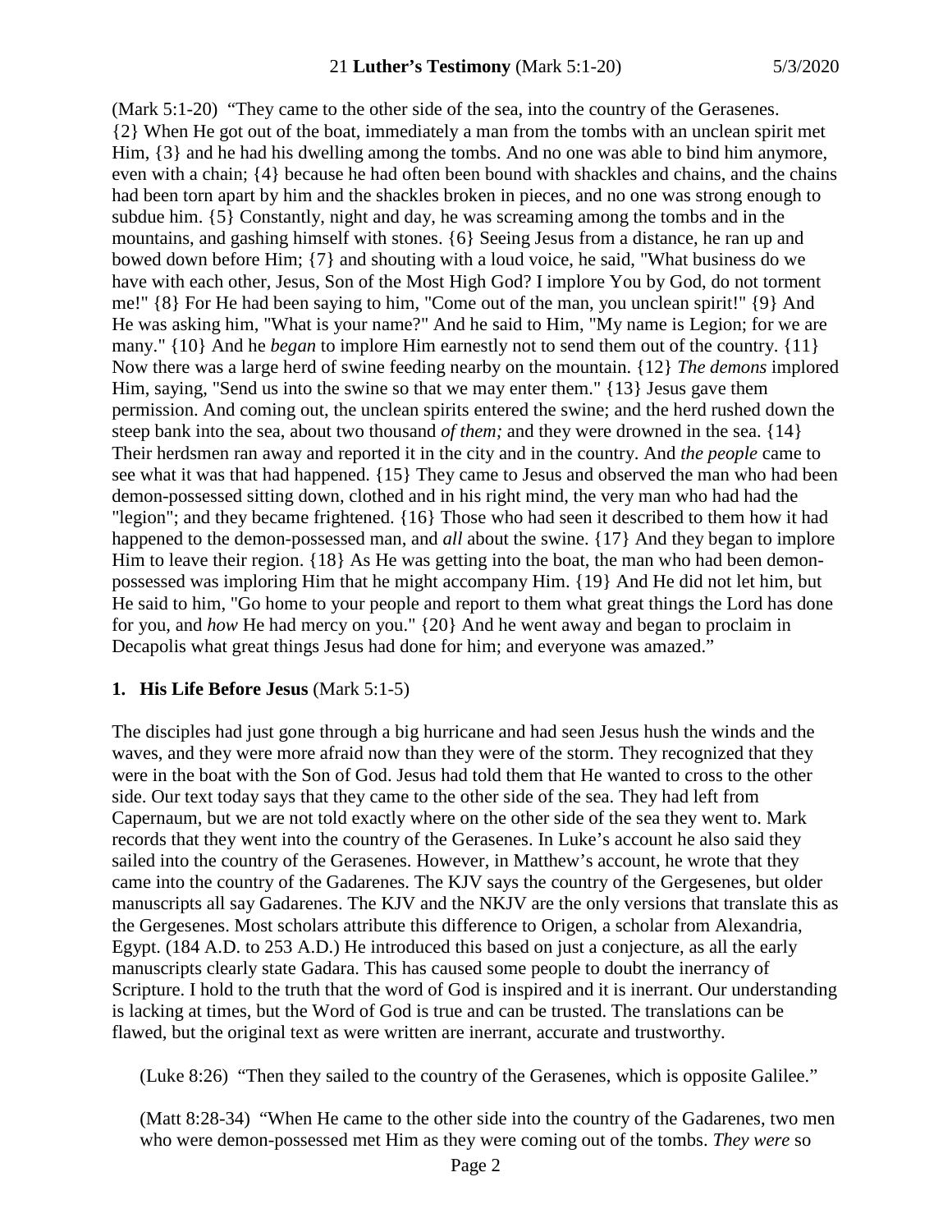(Mark 5:1-20) "They came to the other side of the sea, into the country of the Gerasenes. {2} When He got out of the boat, immediately a man from the tombs with an unclean spirit met Him, {3} and he had his dwelling among the tombs. And no one was able to bind him anymore, even with a chain; {4} because he had often been bound with shackles and chains, and the chains had been torn apart by him and the shackles broken in pieces, and no one was strong enough to subdue him. {5} Constantly, night and day, he was screaming among the tombs and in the mountains, and gashing himself with stones. {6} Seeing Jesus from a distance, he ran up and bowed down before Him; {7} and shouting with a loud voice, he said, "What business do we have with each other, Jesus, Son of the Most High God? I implore You by God, do not torment me!" {8} For He had been saying to him, "Come out of the man, you unclean spirit!" {9} And He was asking him, "What is your name?" And he said to Him, "My name is Legion; for we are many." {10} And he *began* to implore Him earnestly not to send them out of the country. {11} Now there was a large herd of swine feeding nearby on the mountain. {12} *The demons* implored Him, saying, "Send us into the swine so that we may enter them." {13} Jesus gave them permission. And coming out, the unclean spirits entered the swine; and the herd rushed down the steep bank into the sea, about two thousand *of them;* and they were drowned in the sea. {14} Their herdsmen ran away and reported it in the city and in the country. And *the people* came to see what it was that had happened. {15} They came to Jesus and observed the man who had been demon-possessed sitting down, clothed and in his right mind, the very man who had had the "legion"; and they became frightened. {16} Those who had seen it described to them how it had happened to the demon-possessed man, and *all* about the swine. {17} And they began to implore Him to leave their region. {18} As He was getting into the boat, the man who had been demon-possessed was imploring Him that he might accompany Him. {19} And He did not let him, but He said to him, "Go home to your people and report to them what great things the Lord has done for you, and *how* He had mercy on you." {20} And he went away and began to proclaim in Decapolis what great things Jesus had done for him; and everyone was amazed."

## 1. His Life Before Jesus (Mark 5:1-5)

The disciples had just gone through a big hurricane and had seen Jesus hush the winds and the waves, and they were more afraid now than they were of the storm. They recognized that they were in the boat with the Son of God. Jesus had told them that He wanted to cross to the other side. Our text today says that they came to the other side of the sea. They had left from Capernaum, but we are not told exactly where on the other side of the sea they went to. Mark records that they went into the country of the Gerasenes. In Luke's account he also said they sailed into the country of the Gerasenes. However, in Matthew's account, he wrote that they came into the country of the Gadarenes. The KJV says the country of the Gergesenes, but older manuscripts all say Gadarenes. The KJV and the NKJV are the only versions that translate this as the Gergesenes. Most scholars attribute this difference to Origen, a scholar from Alexandria, Egypt. (184 A.D. to 253 A.D.) He introduced this based on just a conjecture, as all the early manuscripts clearly state Gadara. This has caused some people to doubt the inerrancy of Scripture. I hold to the truth that the word of God is inspired and it is inerrant. Our understanding is lacking at times, but the Word of God is true and can be trusted. The translations can be flawed, but the original text as were written are inerrant, accurate and trustworthy.

(Luke 8:26) "Then they sailed to the country of the Gerasenes, which is opposite Galilee."

(Matt 8:28-34) "When He came to the other side into the country of the Gadarenes, two men who were demon-possessed met Him as they were coming out of the tombs. *They were* so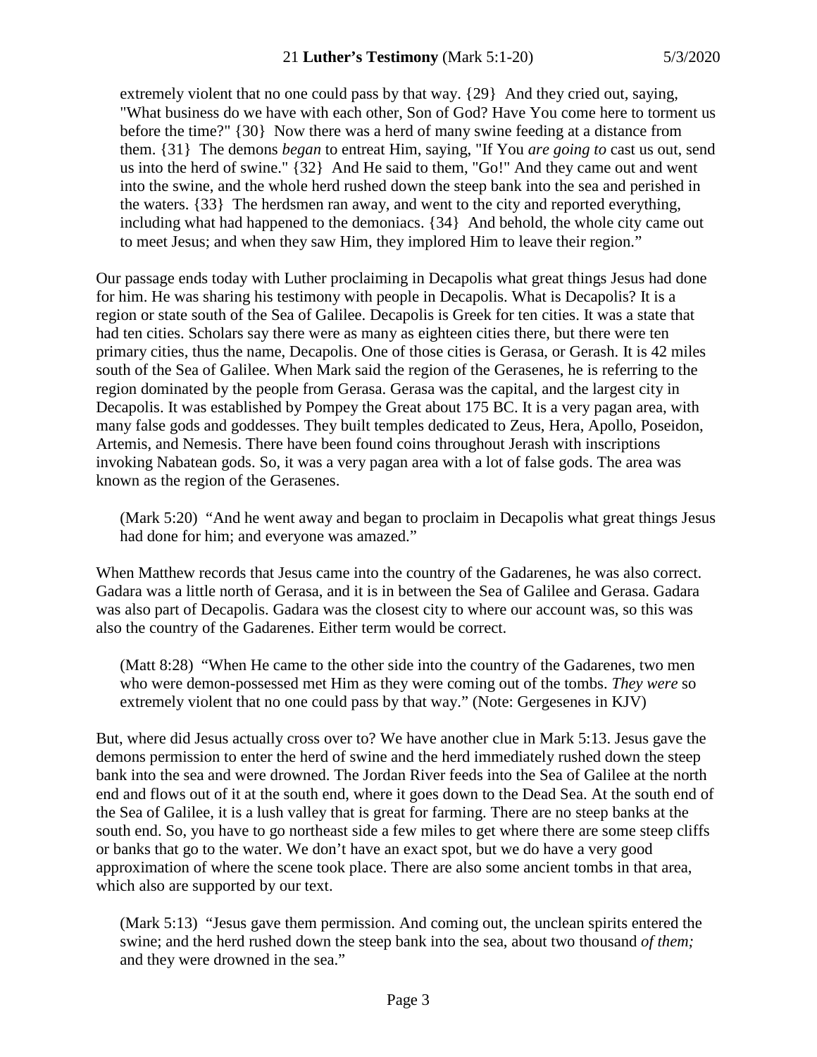extremely violent that no one could pass by that way. {29} And they cried out, saying, "What business do we have with each other, Son of God? Have You come here to torment us before the time?" {30} Now there was a herd of many swine feeding at a distance from them. {31} The demons *began* to entreat Him, saying, "If You *are going to* cast us out, send us into the herd of swine." {32} And He said to them, "Go!" And they came out and went into the swine, and the whole herd rushed down the steep bank into the sea and perished in the waters. {33} The herdsmen ran away, and went to the city and reported everything, including what had happened to the demoniacs. {34} And behold, the whole city came out to meet Jesus; and when they saw Him, they implored Him to leave their region."

Our passage ends today with Luther proclaiming in Decapolis what great things Jesus had done for him. He was sharing his testimony with people in Decapolis. What is Decapolis? It is a region or state south of the Sea of Galilee. Decapolis is Greek for ten cities. It was a state that had ten cities. Scholars say there were as many as eighteen cities there, but there were ten primary cities, thus the name, Decapolis. One of those cities is Gerasa, or Gerash. It is 42 miles south of the Sea of Galilee. When Mark said the region of the Gerasenes, he is referring to the region dominated by the people from Gerasa. Gerasa was the capital, and the largest city in Decapolis. It was established by Pompey the Great about 175 BC. It is a very pagan area, with many false gods and goddesses. They built temples dedicated to Zeus, Hera, Apollo, Poseidon, Artemis, and Nemesis. There have been found coins throughout Jerash with inscriptions invoking Nabatean gods. So, it was a very pagan area with a lot of false gods. The area was known as the region of the Gerasenes.

> (Mark 5:20) "And he went away and began to proclaim in Decapolis what great things Jesus had done for him; and everyone was amazed."

When Matthew records that Jesus came into the country of the Gadarenes, he was also correct. Gadara was a little north of Gerasa, and it is in between the Sea of Galilee and Gerasa. Gadara was also part of Decapolis. Gadara was the closest city to where our account was, so this was also the country of the Gadarenes. Either term would be correct.

> (Matt 8:28) "When He came to the other side into the country of the Gadarenes, two men who were demon-possessed met Him as they were coming out of the tombs. *They were* so extremely violent that no one could pass by that way." (Note: Gergesenes in KJV)

But, where did Jesus actually cross over to? We have another clue in Mark 5:13. Jesus gave the demons permission to enter the herd of swine and the herd immediately rushed down the steep bank into the sea and were drowned. The Jordan River feeds into the Sea of Galilee at the north end and flows out of it at the south end, where it goes down to the Dead Sea. At the south end of the Sea of Galilee, it is a lush valley that is great for farming. There are no steep banks at the south end. So, you have to go northeast side a few miles to get where there are some steep cliffs or banks that go to the water. We don't have an exact spot, but we do have a very good approximation of where the scene took place. There are also some ancient tombs in that area, which also are supported by our text.

> (Mark 5:13) "Jesus gave them permission. And coming out, the unclean spirits entered the swine; and the herd rushed down the steep bank into the sea, about two thousand *of them;* and they were drowned in the sea."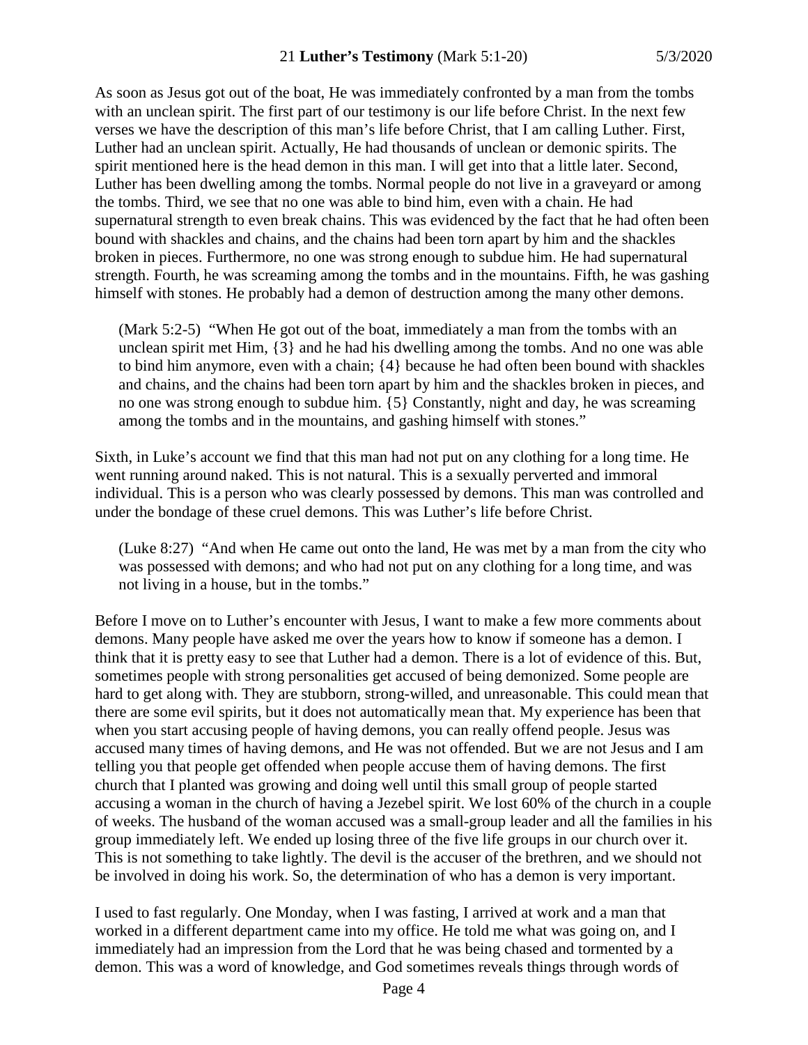As soon as Jesus got out of the boat, He was immediately confronted by a man from the tombs with an unclean spirit. The first part of our testimony is our life before Christ. In the next few verses we have the description of this man's life before Christ, that I am calling Luther. First, Luther had an unclean spirit. Actually, He had thousands of unclean or demonic spirits. The spirit mentioned here is the head demon in this man. I will get into that a little later. Second, Luther has been dwelling among the tombs. Normal people do not live in a graveyard or among the tombs. Third, we see that no one was able to bind him, even with a chain. He had supernatural strength to even break chains. This was evidenced by the fact that he had often been bound with shackles and chains, and the chains had been torn apart by him and the shackles broken in pieces. Furthermore, no one was strong enough to subdue him. He had supernatural strength. Fourth, he was screaming among the tombs and in the mountains. Fifth, he was gashing himself with stones. He probably had a demon of destruction among the many other demons.

> (Mark 5:2-5) "When He got out of the boat, immediately a man from the tombs with an unclean spirit met Him, {3} and he had his dwelling among the tombs. And no one was able to bind him anymore, even with a chain; {4} because he had often been bound with shackles and chains, and the chains had been torn apart by him and the shackles broken in pieces, and no one was strong enough to subdue him. {5} Constantly, night and day, he was screaming among the tombs and in the mountains, and gashing himself with stones."

Sixth, in Luke's account we find that this man had not put on any clothing for a long time. He went running around naked. This is not natural. This is a sexually perverted and immoral individual. This is a person who was clearly possessed by demons. This man was controlled and under the bondage of these cruel demons. This was Luther's life before Christ.

> (Luke 8:27) "And when He came out onto the land, He was met by a man from the city who was possessed with demons; and who had not put on any clothing for a long time, and was not living in a house, but in the tombs."

Before I move on to Luther's encounter with Jesus, I want to make a few more comments about demons. Many people have asked me over the years how to know if someone has a demon. I think that it is pretty easy to see that Luther had a demon. There is a lot of evidence of this. But, sometimes people with strong personalities get accused of being demonized. Some people are hard to get along with. They are stubborn, strong-willed, and unreasonable. This could mean that there are some evil spirits, but it does not automatically mean that. My experience has been that when you start accusing people of having demons, you can really offend people. Jesus was accused many times of having demons, and He was not offended. But we are not Jesus and I am telling you that people get offended when people accuse them of having demons. The first church that I planted was growing and doing well until this small group of people started accusing a woman in the church of having a Jezebel spirit. We lost 60% of the church in a couple of weeks. The husband of the woman accused was a small-group leader and all the families in his group immediately left. We ended up losing three of the five life groups in our church over it. This is not something to take lightly. The devil is the accuser of the brethren, and we should not be involved in doing his work. So, the determination of who has a demon is very important.

I used to fast regularly. One Monday, when I was fasting, I arrived at work and a man that worked in a different department came into my office. He told me what was going on, and I immediately had an impression from the Lord that he was being chased and tormented by a demon. This was a word of knowledge, and God sometimes reveals things through words of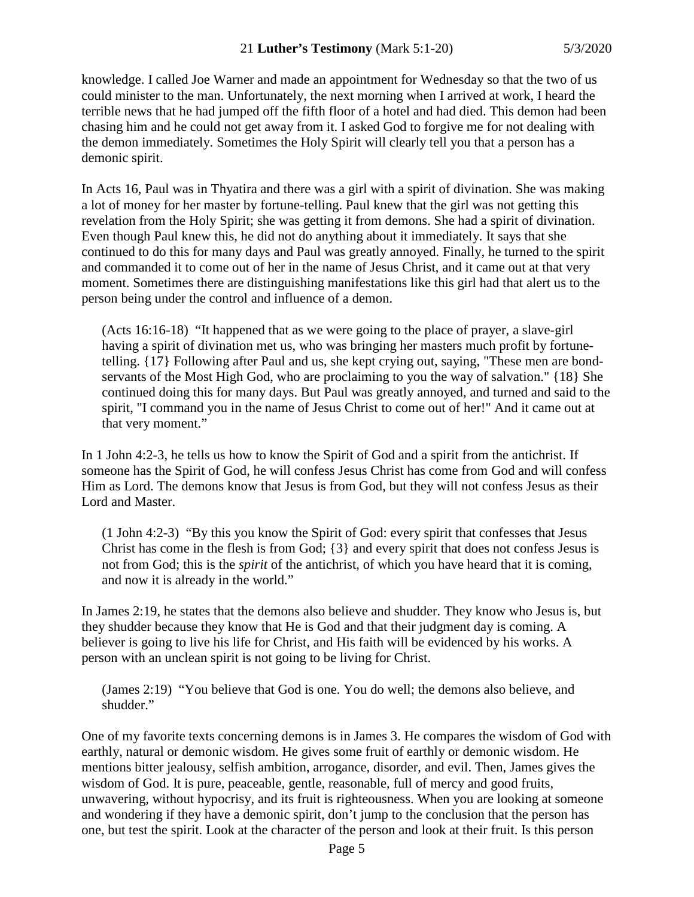knowledge. I called Joe Warner and made an appointment for Wednesday so that the two of us could minister to the man. Unfortunately, the next morning when I arrived at work, I heard the terrible news that he had jumped off the fifth floor of a hotel and had died. This demon had been chasing him and he could not get away from it. I asked God to forgive me for not dealing with the demon immediately. Sometimes the Holy Spirit will clearly tell you that a person has a demonic spirit.

In Acts 16, Paul was in Thyatira and there was a girl with a spirit of divination. She was making a lot of money for her master by fortune-telling. Paul knew that the girl was not getting this revelation from the Holy Spirit; she was getting it from demons. She had a spirit of divination. Even though Paul knew this, he did not do anything about it immediately. It says that she continued to do this for many days and Paul was greatly annoyed. Finally, he turned to the spirit and commanded it to come out of her in the name of Jesus Christ, and it came out at that very moment. Sometimes there are distinguishing manifestations like this girl had that alert us to the person being under the control and influence of a demon.

> (Acts 16:16-18) "It happened that as we were going to the place of prayer, a slave-girl having a spirit of divination met us, who was bringing her masters much profit by fortune-telling. {17} Following after Paul and us, she kept crying out, saying, "These men are bond-servants of the Most High God, who are proclaiming to you the way of salvation." {18} She continued doing this for many days. But Paul was greatly annoyed, and turned and said to the spirit, "I command you in the name of Jesus Christ to come out of her!" And it came out at that very moment."

In 1 John 4:2-3, he tells us how to know the Spirit of God and a spirit from the antichrist. If someone has the Spirit of God, he will confess Jesus Christ has come from God and will confess Him as Lord. The demons know that Jesus is from God, but they will not confess Jesus as their Lord and Master.

> (1 John 4:2-3) "By this you know the Spirit of God: every spirit that confesses that Jesus Christ has come in the flesh is from God; {3} and every spirit that does not confess Jesus is not from God; this is the *spirit* of the antichrist, of which you have heard that it is coming, and now it is already in the world."

In James 2:19, he states that the demons also believe and shudder. They know who Jesus is, but they shudder because they know that He is God and that their judgment day is coming. A believer is going to live his life for Christ, and His faith will be evidenced by his works. A person with an unclean spirit is not going to be living for Christ.

> (James 2:19) "You believe that God is one. You do well; the demons also believe, and shudder."

One of my favorite texts concerning demons is in James 3. He compares the wisdom of God with earthly, natural or demonic wisdom. He gives some fruit of earthly or demonic wisdom. He mentions bitter jealousy, selfish ambition, arrogance, disorder, and evil. Then, James gives the wisdom of God. It is pure, peaceable, gentle, reasonable, full of mercy and good fruits, unwavering, without hypocrisy, and its fruit is righteousness. When you are looking at someone and wondering if they have a demonic spirit, don't jump to the conclusion that the person has one, but test the spirit. Look at the character of the person and look at their fruit. Is this person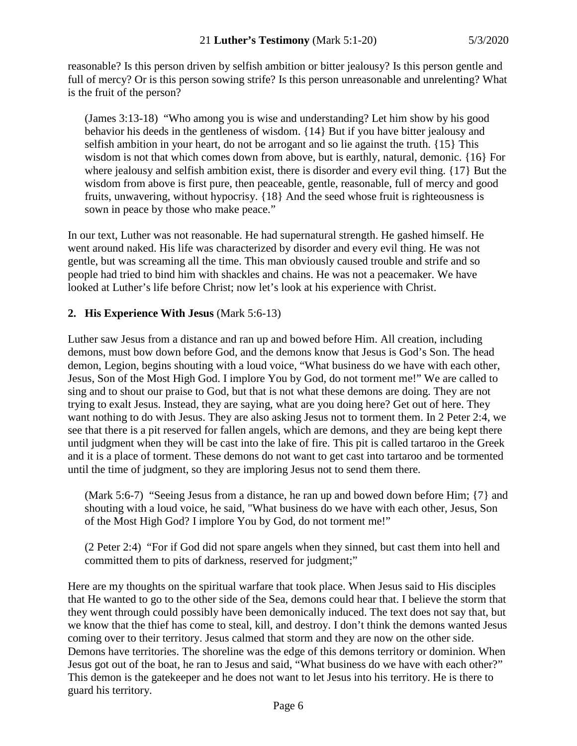reasonable? Is this person driven by selfish ambition or bitter jealousy? Is this person gentle and full of mercy? Or is this person sowing strife? Is this person unreasonable and unrelenting? What is the fruit of the person?

> (James 3:13-18) "Who among you is wise and understanding? Let him show by his good behavior his deeds in the gentleness of wisdom. {14} But if you have bitter jealousy and selfish ambition in your heart, do not be arrogant and so lie against the truth. {15} This wisdom is not that which comes down from above, but is earthly, natural, demonic. {16} For where jealousy and selfish ambition exist, there is disorder and every evil thing. {17} But the wisdom from above is first pure, then peaceable, gentle, reasonable, full of mercy and good fruits, unwavering, without hypocrisy. {18} And the seed whose fruit is righteousness is sown in peace by those who make peace."

In our text, Luther was not reasonable. He had supernatural strength. He gashed himself. He went around naked. His life was characterized by disorder and every evil thing. He was not gentle, but was screaming all the time. This man obviously caused trouble and strife and so people had tried to bind him with shackles and chains. He was not a peacemaker. We have looked at Luther's life before Christ; now let's look at his experience with Christ.

## 2. His Experience With Jesus (Mark 5:6-13)

Luther saw Jesus from a distance and ran up and bowed before Him. All creation, including demons, must bow down before God, and the demons know that Jesus is God's Son. The head demon, Legion, begins shouting with a loud voice, "What business do we have with each other, Jesus, Son of the Most High God. I implore You by God, do not torment me!" We are called to sing and to shout our praise to God, but that is not what these demons are doing. They are not trying to exalt Jesus. Instead, they are saying, what are you doing here? Get out of here. They want nothing to do with Jesus. They are also asking Jesus not to torment them. In 2 Peter 2:4, we see that there is a pit reserved for fallen angels, which are demons, and they are being kept there until judgment when they will be cast into the lake of fire. This pit is called tartaroo in the Greek and it is a place of torment. These demons do not want to get cast into tartaroo and be tormented until the time of judgment, so they are imploring Jesus not to send them there.

> (Mark 5:6-7) "Seeing Jesus from a distance, he ran up and bowed down before Him; {7} and shouting with a loud voice, he said, "What business do we have with each other, Jesus, Son of the Most High God? I implore You by God, do not torment me!"

> (2 Peter 2:4) "For if God did not spare angels when they sinned, but cast them into hell and committed them to pits of darkness, reserved for judgment;"

Here are my thoughts on the spiritual warfare that took place. When Jesus said to His disciples that He wanted to go to the other side of the Sea, demons could hear that. I believe the storm that they went through could possibly have been demonically induced. The text does not say that, but we know that the thief has come to steal, kill, and destroy. I don't think the demons wanted Jesus coming over to their territory. Jesus calmed that storm and they are now on the other side. Demons have territories. The shoreline was the edge of this demons territory or dominion. When Jesus got out of the boat, he ran to Jesus and said, "What business do we have with each other?" This demon is the gatekeeper and he does not want to let Jesus into his territory. He is there to guard his territory.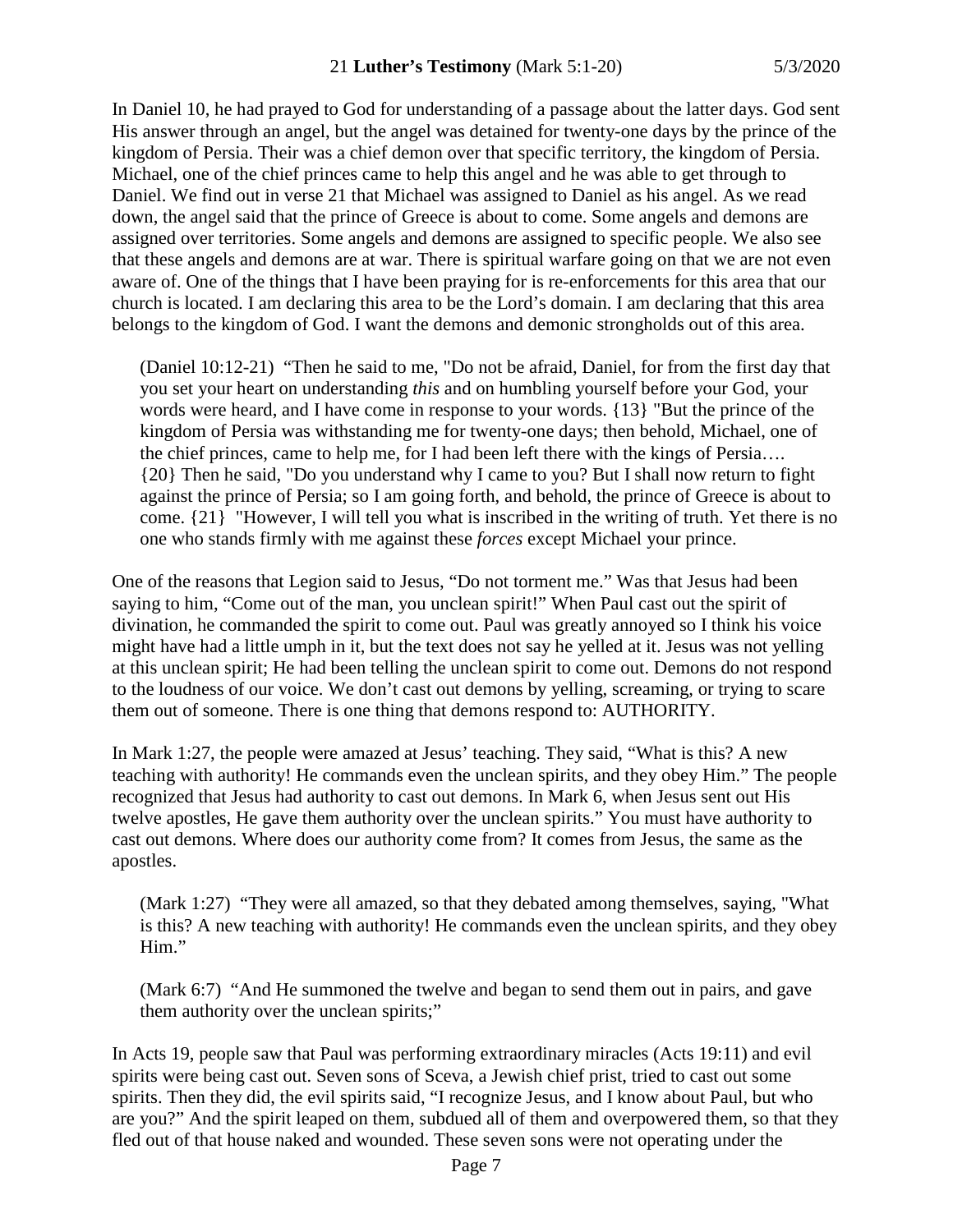In Daniel 10, he had prayed to God for understanding of a passage about the latter days. God sent His answer through an angel, but the angel was detained for twenty-one days by the prince of the kingdom of Persia. Their was a chief demon over that specific territory, the kingdom of Persia. Michael, one of the chief princes came to help this angel and he was able to get through to Daniel. We find out in verse 21 that Michael was assigned to Daniel as his angel. As we read down, the angel said that the prince of Greece is about to come. Some angels and demons are assigned over territories. Some angels and demons are assigned to specific people. We also see that these angels and demons are at war. There is spiritual warfare going on that we are not even aware of. One of the things that I have been praying for is re-enforcements for this area that our church is located. I am declaring this area to be the Lord's domain. I am declaring that this area belongs to the kingdom of God. I want the demons and demonic strongholds out of this area.

> (Daniel 10:12-21) "Then he said to me, "Do not be afraid, Daniel, for from the first day that you set your heart on understanding *this* and on humbling yourself before your God, your words were heard, and I have come in response to your words. {13} "But the prince of the kingdom of Persia was withstanding me for twenty-one days; then behold, Michael, one of the chief princes, came to help me, for I had been left there with the kings of Persia…. {20} Then he said, "Do you understand why I came to you? But I shall now return to fight against the prince of Persia; so I am going forth, and behold, the prince of Greece is about to come. {21} "However, I will tell you what is inscribed in the writing of truth. Yet there is no one who stands firmly with me against these *forces* except Michael your prince.

One of the reasons that Legion said to Jesus, "Do not torment me." Was that Jesus had been saying to him, "Come out of the man, you unclean spirit!" When Paul cast out the spirit of divination, he commanded the spirit to come out. Paul was greatly annoyed so I think his voice might have had a little umph in it, but the text does not say he yelled at it. Jesus was not yelling at this unclean spirit; He had been telling the unclean spirit to come out. Demons do not respond to the loudness of our voice. We don't cast out demons by yelling, screaming, or trying to scare them out of someone. There is one thing that demons respond to: AUTHORITY.

In Mark 1:27, the people were amazed at Jesus' teaching. They said, "What is this? A new teaching with authority! He commands even the unclean spirits, and they obey Him." The people recognized that Jesus had authority to cast out demons. In Mark 6, when Jesus sent out His twelve apostles, He gave them authority over the unclean spirits." You must have authority to cast out demons. Where does our authority come from? It comes from Jesus, the same as the apostles.

> (Mark 1:27) "They were all amazed, so that they debated among themselves, saying, "What is this? A new teaching with authority! He commands even the unclean spirits, and they obey Him."

> (Mark 6:7) "And He summoned the twelve and began to send them out in pairs, and gave them authority over the unclean spirits;"

In Acts 19, people saw that Paul was performing extraordinary miracles (Acts 19:11) and evil spirits were being cast out. Seven sons of Sceva, a Jewish chief prist, tried to cast out some spirits. Then they did, the evil spirits said, "I recognize Jesus, and I know about Paul, but who are you?" And the spirit leaped on them, subdued all of them and overpowered them, so that they fled out of that house naked and wounded. These seven sons were not operating under the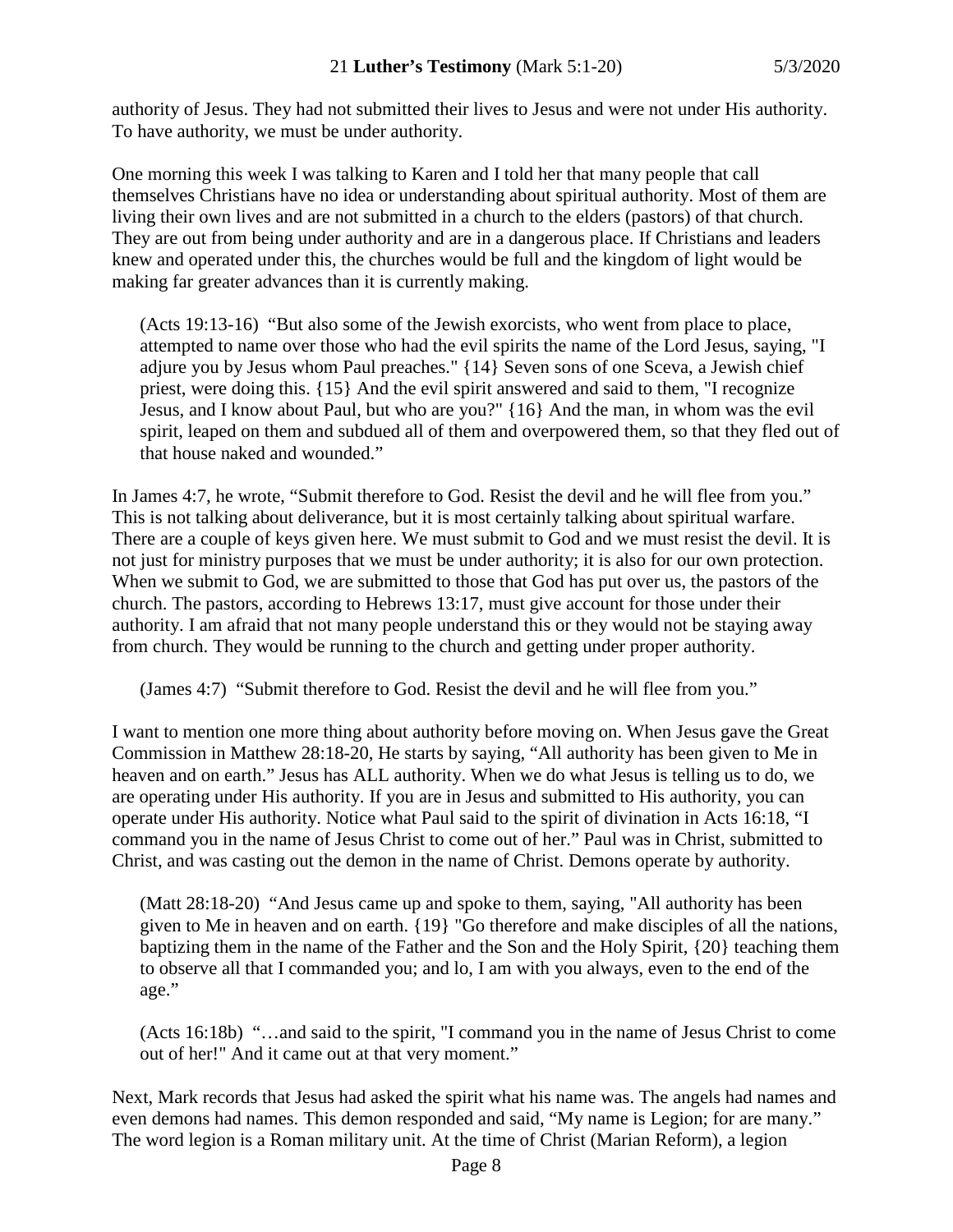authority of Jesus. They had not submitted their lives to Jesus and were not under His authority. To have authority, we must be under authority.

One morning this week I was talking to Karen and I told her that many people that call themselves Christians have no idea or understanding about spiritual authority. Most of them are living their own lives and are not submitted in a church to the elders (pastors) of that church. They are out from being under authority and are in a dangerous place. If Christians and leaders knew and operated under this, the churches would be full and the kingdom of light would be making far greater advances than it is currently making.

> (Acts 19:13-16) "But also some of the Jewish exorcists, who went from place to place, attempted to name over those who had the evil spirits the name of the Lord Jesus, saying, "I adjure you by Jesus whom Paul preaches." {14} Seven sons of one Sceva, a Jewish chief priest, were doing this. {15} And the evil spirit answered and said to them, "I recognize Jesus, and I know about Paul, but who are you?" {16} And the man, in whom was the evil spirit, leaped on them and subdued all of them and overpowered them, so that they fled out of that house naked and wounded."

In James 4:7, he wrote, "Submit therefore to God. Resist the devil and he will flee from you." This is not talking about deliverance, but it is most certainly talking about spiritual warfare. There are a couple of keys given here. We must submit to God and we must resist the devil. It is not just for ministry purposes that we must be under authority; it is also for our own protection. When we submit to God, we are submitted to those that God has put over us, the pastors of the church. The pastors, according to Hebrews 13:17, must give account for those under their authority. I am afraid that not many people understand this or they would not be staying away from church. They would be running to the church and getting under proper authority.

> (James 4:7) "Submit therefore to God. Resist the devil and he will flee from you."

I want to mention one more thing about authority before moving on. When Jesus gave the Great Commission in Matthew 28:18-20, He starts by saying, "All authority has been given to Me in heaven and on earth." Jesus has ALL authority. When we do what Jesus is telling us to do, we are operating under His authority. If you are in Jesus and submitted to His authority, you can operate under His authority. Notice what Paul said to the spirit of divination in Acts 16:18, "I command you in the name of Jesus Christ to come out of her." Paul was in Christ, submitted to Christ, and was casting out the demon in the name of Christ. Demons operate by authority.

> (Matt 28:18-20) "And Jesus came up and spoke to them, saying, "All authority has been given to Me in heaven and on earth. {19} "Go therefore and make disciples of all the nations, baptizing them in the name of the Father and the Son and the Holy Spirit, {20} teaching them to observe all that I commanded you; and lo, I am with you always, even to the end of the age."

> (Acts 16:18b) "…and said to the spirit, "I command you in the name of Jesus Christ to come out of her!" And it came out at that very moment."

Next, Mark records that Jesus had asked the spirit what his name was. The angels had names and even demons had names. This demon responded and said, "My name is Legion; for are many." The word legion is a Roman military unit. At the time of Christ (Marian Reform), a legion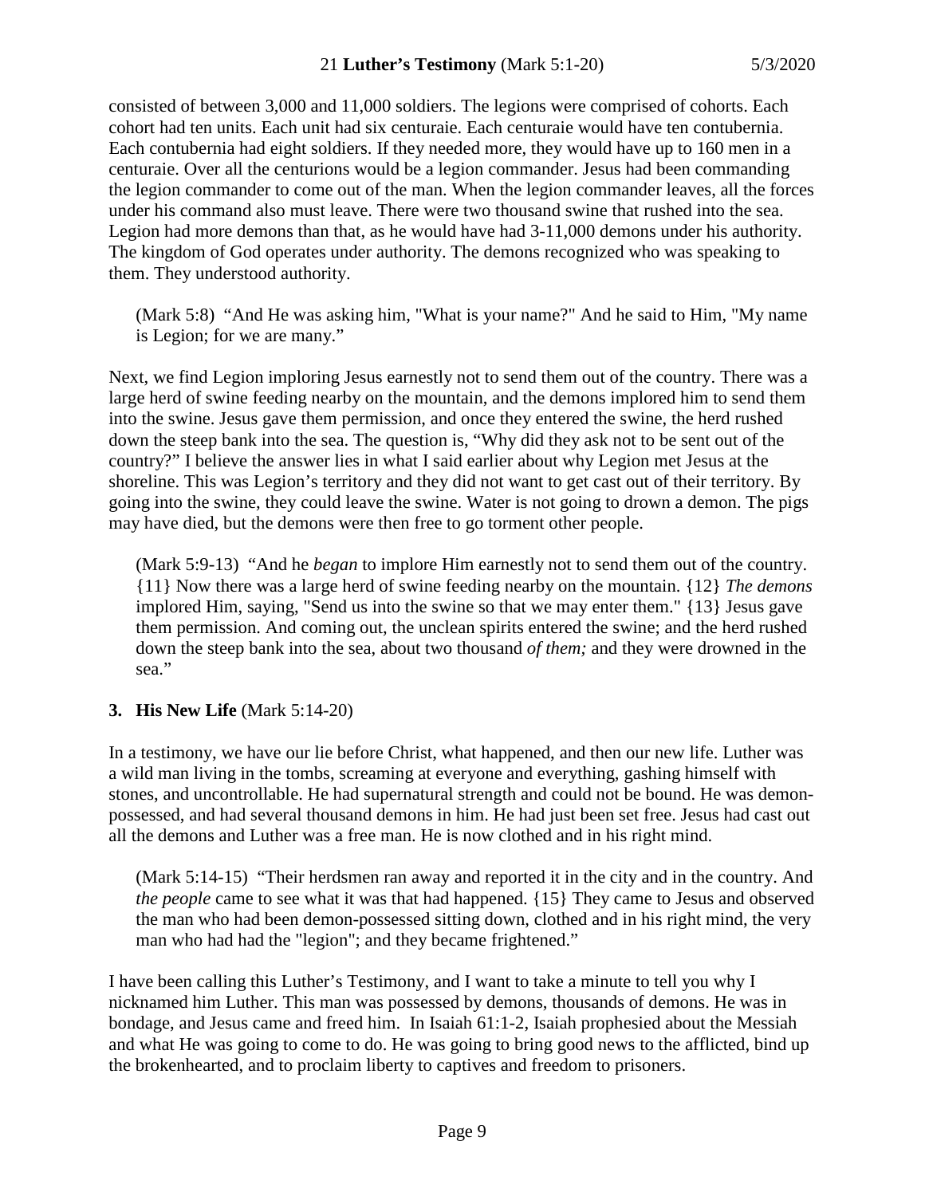consisted of between 3,000 and 11,000 soldiers. The legions were comprised of cohorts. Each cohort had ten units. Each unit had six centuraie. Each centuraie would have ten contubernia. Each contubernia had eight soldiers. If they needed more, they would have up to 160 men in a centuraie. Over all the centurions would be a legion commander. Jesus had been commanding the legion commander to come out of the man. When the legion commander leaves, all the forces under his command also must leave. There were two thousand swine that rushed into the sea. Legion had more demons than that, as he would have had 3-11,000 demons under his authority. The kingdom of God operates under authority. The demons recognized who was speaking to them. They understood authority.

> (Mark 5:8) "And He was asking him, "What is your name?" And he said to Him, "My name is Legion; for we are many."

Next, we find Legion imploring Jesus earnestly not to send them out of the country. There was a large herd of swine feeding nearby on the mountain, and the demons implored him to send them into the swine. Jesus gave them permission, and once they entered the swine, the herd rushed down the steep bank into the sea. The question is, "Why did they ask not to be sent out of the country?" I believe the answer lies in what I said earlier about why Legion met Jesus at the shoreline. This was Legion's territory and they did not want to get cast out of their territory. By going into the swine, they could leave the swine. Water is not going to drown a demon. The pigs may have died, but the demons were then free to go torment other people.

> (Mark 5:9-13) "And he *began* to implore Him earnestly not to send them out of the country. {11} Now there was a large herd of swine feeding nearby on the mountain. {12} *The demons* implored Him, saying, "Send us into the swine so that we may enter them." {13} Jesus gave them permission. And coming out, the unclean spirits entered the swine; and the herd rushed down the steep bank into the sea, about two thousand *of them;* and they were drowned in the sea."

**3. His New Life** (Mark 5:14-20)

In a testimony, we have our lie before Christ, what happened, and then our new life. Luther was a wild man living in the tombs, screaming at everyone and everything, gashing himself with stones, and uncontrollable. He had supernatural strength and could not be bound. He was demon-possessed, and had several thousand demons in him. He had just been set free. Jesus had cast out all the demons and Luther was a free man. He is now clothed and in his right mind.

> (Mark 5:14-15) "Their herdsmen ran away and reported it in the city and in the country. And *the people* came to see what it was that had happened. {15} They came to Jesus and observed the man who had been demon-possessed sitting down, clothed and in his right mind, the very man who had had the "legion"; and they became frightened."

I have been calling this Luther's Testimony, and I want to take a minute to tell you why I nicknamed him Luther. This man was possessed by demons, thousands of demons. He was in bondage, and Jesus came and freed him. In Isaiah 61:1-2, Isaiah prophesied about the Messiah and what He was going to come to do. He was going to bring good news to the afflicted, bind up the brokenhearted, and to proclaim liberty to captives and freedom to prisoners.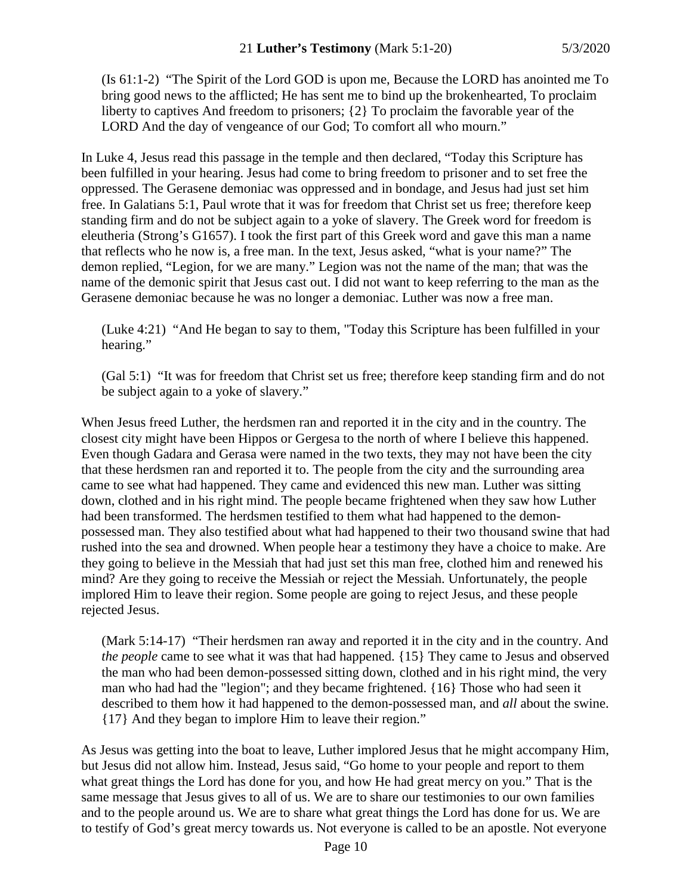(Is 61:1-2) "The Spirit of the Lord GOD is upon me, Because the LORD has anointed me To bring good news to the afflicted; He has sent me to bind up the brokenhearted, To proclaim liberty to captives And freedom to prisoners; {2} To proclaim the favorable year of the LORD And the day of vengeance of our God; To comfort all who mourn."

In Luke 4, Jesus read this passage in the temple and then declared, "Today this Scripture has been fulfilled in your hearing. Jesus had come to bring freedom to prisoner and to set free the oppressed. The Gerasene demoniac was oppressed and in bondage, and Jesus had just set him free. In Galatians 5:1, Paul wrote that it was for freedom that Christ set us free; therefore keep standing firm and do not be subject again to a yoke of slavery. The Greek word for freedom is eleutheria (Strong's G1657). I took the first part of this Greek word and gave this man a name that reflects who he now is, a free man. In the text, Jesus asked, "what is your name?" The demon replied, "Legion, for we are many." Legion was not the name of the man; that was the name of the demonic spirit that Jesus cast out. I did not want to keep referring to the man as the Gerasene demoniac because he was no longer a demoniac. Luther was now a free man.

(Luke 4:21) "And He began to say to them, "Today this Scripture has been fulfilled in your hearing."

(Gal 5:1) "It was for freedom that Christ set us free; therefore keep standing firm and do not be subject again to a yoke of slavery."

When Jesus freed Luther, the herdsmen ran and reported it in the city and in the country. The closest city might have been Hippos or Gergesa to the north of where I believe this happened. Even though Gadara and Gerasa were named in the two texts, they may not have been the city that these herdsmen ran and reported it to. The people from the city and the surrounding area came to see what had happened. They came and evidenced this new man. Luther was sitting down, clothed and in his right mind. The people became frightened when they saw how Luther had been transformed. The herdsmen testified to them what had happened to the demon-possessed man. They also testified about what had happened to their two thousand swine that had rushed into the sea and drowned. When people hear a testimony they have a choice to make. Are they going to believe in the Messiah that had just set this man free, clothed him and renewed his mind? Are they going to receive the Messiah or reject the Messiah. Unfortunately, the people implored Him to leave their region. Some people are going to reject Jesus, and these people rejected Jesus.

(Mark 5:14-17) "Their herdsmen ran away and reported it in the city and in the country. And *the people* came to see what it was that had happened. {15} They came to Jesus and observed the man who had been demon-possessed sitting down, clothed and in his right mind, the very man who had had the "legion"; and they became frightened. {16} Those who had seen it described to them how it had happened to the demon-possessed man, and *all* about the swine. {17} And they began to implore Him to leave their region."

As Jesus was getting into the boat to leave, Luther implored Jesus that he might accompany Him, but Jesus did not allow him. Instead, Jesus said, "Go home to your people and report to them what great things the Lord has done for you, and how He had great mercy on you." That is the same message that Jesus gives to all of us. We are to share our testimonies to our own families and to the people around us. We are to share what great things the Lord has done for us. We are to testify of God's great mercy towards us. Not everyone is called to be an apostle. Not everyone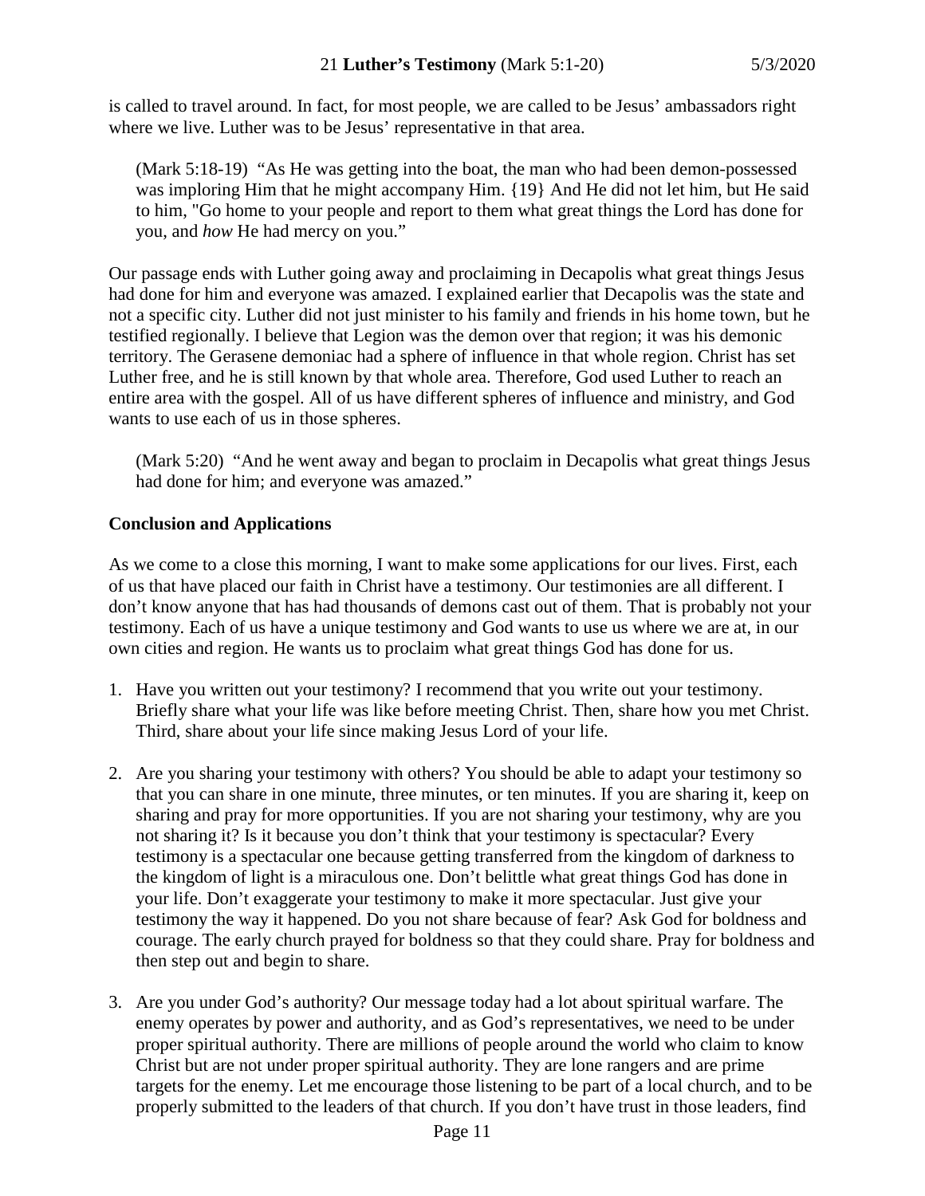is called to travel around. In fact, for most people, we are called to be Jesus' ambassadors right where we live. Luther was to be Jesus' representative in that area.

> (Mark 5:18-19) "As He was getting into the boat, the man who had been demon-possessed was imploring Him that he might accompany Him. {19} And He did not let him, but He said to him, "Go home to your people and report to them what great things the Lord has done for you, and *how* He had mercy on you."

Our passage ends with Luther going away and proclaiming in Decapolis what great things Jesus had done for him and everyone was amazed. I explained earlier that Decapolis was the state and not a specific city. Luther did not just minister to his family and friends in his home town, but he testified regionally. I believe that Legion was the demon over that region; it was his demonic territory. The Gerasene demoniac had a sphere of influence in that whole region. Christ has set Luther free, and he is still known by that whole area. Therefore, God used Luther to reach an entire area with the gospel. All of us have different spheres of influence and ministry, and God wants to use each of us in those spheres.

> (Mark 5:20) "And he went away and began to proclaim in Decapolis what great things Jesus had done for him; and everyone was amazed."

**Conclusion and Applications**

As we come to a close this morning, I want to make some applications for our lives. First, each of us that have placed our faith in Christ have a testimony. Our testimonies are all different. I don't know anyone that has had thousands of demons cast out of them. That is probably not your testimony. Each of us have a unique testimony and God wants to use us where we are at, in our own cities and region. He wants us to proclaim what great things God has done for us.

1. Have you written out your testimony? I recommend that you write out your testimony. Briefly share what your life was like before meeting Christ. Then, share how you met Christ. Third, share about your life since making Jesus Lord of your life.

2. Are you sharing your testimony with others? You should be able to adapt your testimony so that you can share in one minute, three minutes, or ten minutes. If you are sharing it, keep on sharing and pray for more opportunities. If you are not sharing your testimony, why are you not sharing it? Is it because you don't think that your testimony is spectacular? Every testimony is a spectacular one because getting transferred from the kingdom of darkness to the kingdom of light is a miraculous one. Don't belittle what great things God has done in your life. Don't exaggerate your testimony to make it more spectacular. Just give your testimony the way it happened. Do you not share because of fear? Ask God for boldness and courage. The early church prayed for boldness so that they could share. Pray for boldness and then step out and begin to share.

3. Are you under God's authority? Our message today had a lot about spiritual warfare. The enemy operates by power and authority, and as God's representatives, we need to be under proper spiritual authority. There are millions of people around the world who claim to know Christ but are not under proper spiritual authority. They are lone rangers and are prime targets for the enemy. Let me encourage those listening to be part of a local church, and to be properly submitted to the leaders of that church. If you don't have trust in those leaders, find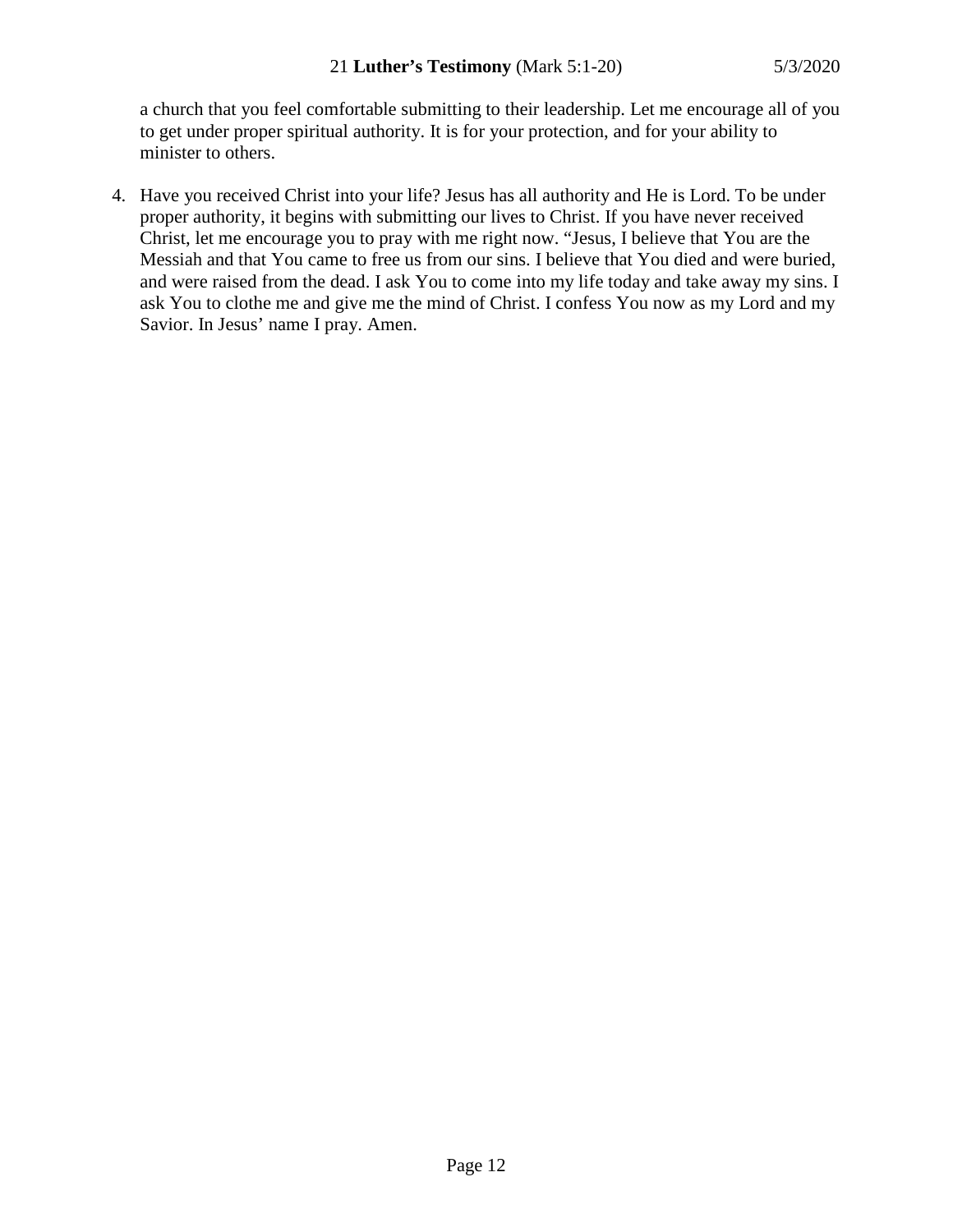a church that you feel comfortable submitting to their leadership. Let me encourage all of you to get under proper spiritual authority. It is for your protection, and for your ability to minister to others.

4. Have you received Christ into your life? Jesus has all authority and He is Lord. To be under proper authority, it begins with submitting our lives to Christ. If you have never received Christ, let me encourage you to pray with me right now. "Jesus, I believe that You are the Messiah and that You came to free us from our sins. I believe that You died and were buried, and were raised from the dead. I ask You to come into my life today and take away my sins. I ask You to clothe me and give me the mind of Christ. I confess You now as my Lord and my Savior. In Jesus' name I pray. Amen.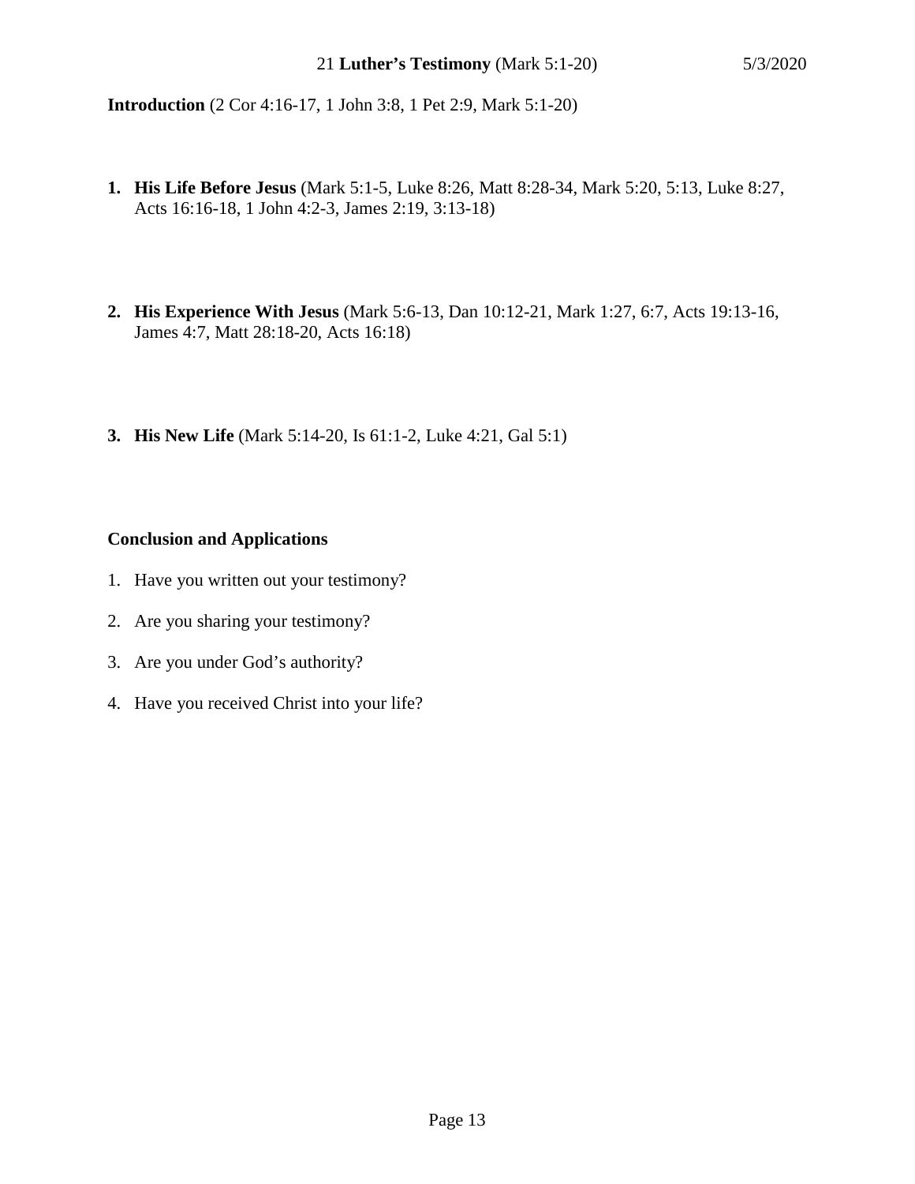21 **Luther's Testimony** (Mark 5:1-20) 5/3/2020

**Introduction** (2 Cor 4:16-17, 1 John 3:8, 1 Pet 2:9, Mark 5:1-20)

1. **His Life Before Jesus** (Mark 5:1-5, Luke 8:26, Matt 8:28-34, Mark 5:20, 5:13, Luke 8:27, Acts 16:16-18, 1 John 4:2-3, James 2:19, 3:13-18)

2. **His Experience With Jesus** (Mark 5:6-13, Dan 10:12-21, Mark 1:27, 6:7, Acts 19:13-16, James 4:7, Matt 28:18-20, Acts 16:18)

3. **His New Life** (Mark 5:14-20, Is 61:1-2, Luke 4:21, Gal 5:1)

**Conclusion and Applications**

1. Have you written out your testimony?
2. Are you sharing your testimony?
3. Are you under God's authority?
4. Have you received Christ into your life?